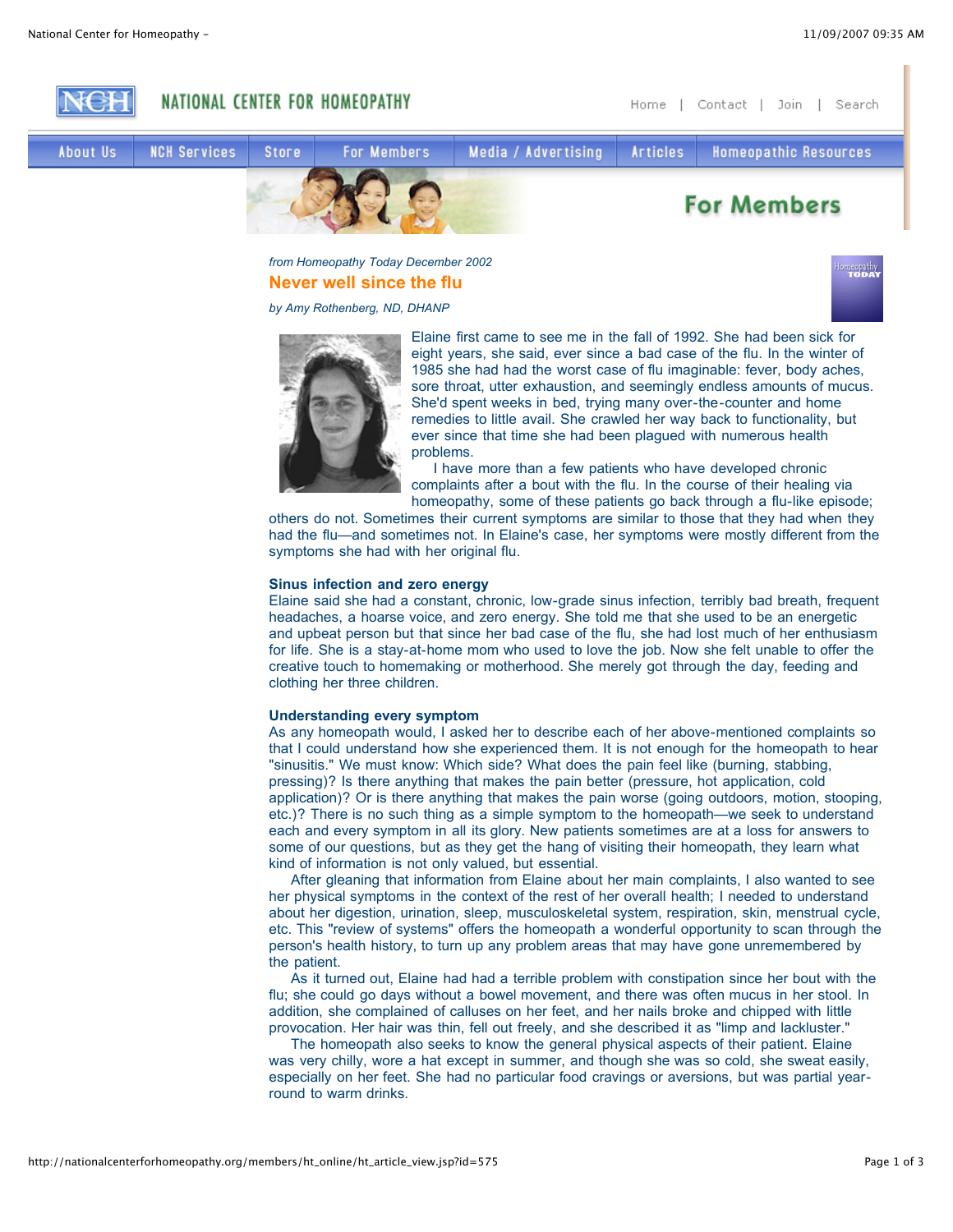*from Homeopathy Today December 2002*

# Never well since the flu

*by Amy Rothenberg, ND, DHANP*

Elaine first came to see me in the fall of 1992. She had been sick for eight years, she said, ever since a bad case of the flu. In the winter of 1985 she had had the worst case of flu imaginable: fever, body aches, sore throat, utter exhaustion, and seemingly endless amounts of mucus. She'd spent weeks in bed, trying many over-the-counter and home remedies to little avail. She crawled her way back to functionality, but ever since that time she had been plagued with numerous health problems.

I have more than a few patients who have developed chronic complaints after a bout with the flu. In the course of their healing via homeopathy, some of these patients go back through a flu-like episode; others do not. Sometimes their current symptoms are similar to those that they had when they had the flu—and sometimes not. In Elaine's case, her symptoms were mostly different from the symptoms she had with her original flu.

## Sinus infection and zero energy

Elaine said she had a constant, chronic, low-grade sinus infection, terribly bad breath, frequent headaches, a hoarse voice, and zero energy. She told me that she used to be an energetic and upbeat person but that since her bad case of the flu, she had lost much of her enthusiasm for life. She is a stay-at-home mom who used to love the job. Now she felt unable to offer the creative touch to homemaking or motherhood. She merely got through the day, feeding and clothing her three children.

## Understanding every symptom

As any homeopath would, I asked her to describe each of her above-mentioned complaints so that I could understand how she experienced them. It is not enough for the homeopath to hear "sinusitis." We must know: Which side? What does the pain feel like (burning, stabbing, pressing)? Is there anything that makes the pain better (pressure, hot application, cold application)? Or is there anything that makes the pain worse (going outdoors, motion, stooping, etc.)? There is no such thing as a simple symptom to the homeopath—we seek to understand each and every symptom in all its glory. New patients sometimes are at a loss for answers to some of our questions, but as they get the hang of visiting their homeopath, they learn what kind of information is not only valued, but essential.

After gleaning that information from Elaine about her main complaints, I also wanted to see her physical symptoms in the context of the rest of her overall health; I needed to understand about her digestion, urination, sleep, musculoskeletal system, respiration, skin, menstrual cycle, etc. This "review of systems" offers the homeopath a wonderful opportunity to scan through the person's health history, to turn up any problem areas that may have gone unremembered by the patient.

As it turned out, Elaine had had a terrible problem with constipation since her bout with the flu; she could go days without a bowel movement, and there was often mucus in her stool. In addition, she complained of calluses on her feet, and her nails broke and chipped with little provocation. Her hair was thin, fell out freely, and she described it as "limp and lackluster."

The homeopath also seeks to know the general physical aspects of their patient. Elaine was very chilly, wore a hat except in summer, and though she was so cold, she sweat easily, especially on her feet. She had no particular food cravings or aversions, but was partial year-round to warm drinks.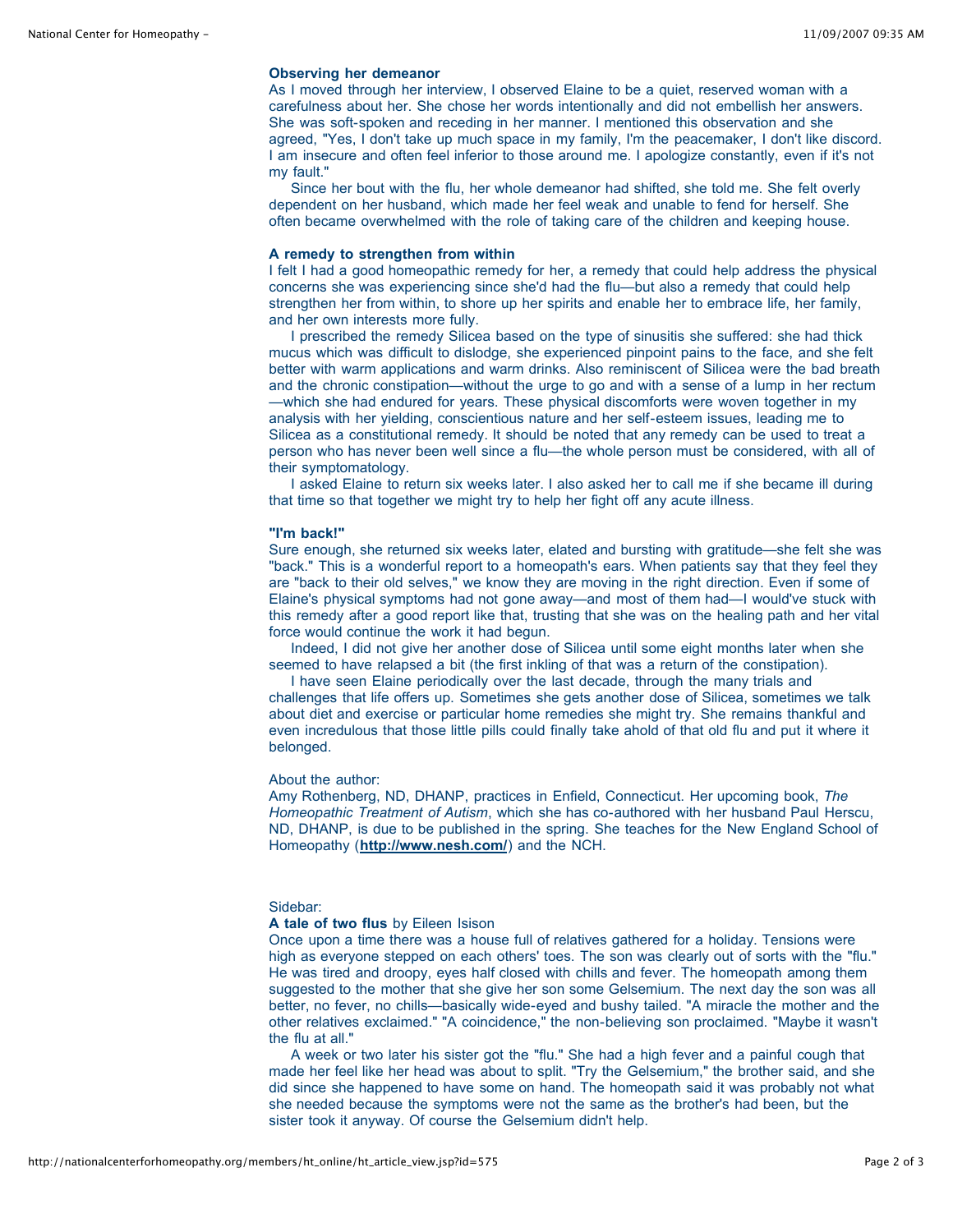### Observing her demeanor

As I moved through her interview, I observed Elaine to be a quiet, reserved woman with a carefulness about her. She chose her words intentionally and did not embellish her answers. She was soft-spoken and receding in her manner. I mentioned this observation and she agreed, "Yes, I don't take up much space in my family, I'm the peacemaker, I don't like discord. I am insecure and often feel inferior to those around me. I apologize constantly, even if it's not my fault."

Since her bout with the flu, her whole demeanor had shifted, she told me. She felt overly dependent on her husband, which made her feel weak and unable to fend for herself. She often became overwhelmed with the role of taking care of the children and keeping house.

### A remedy to strengthen from within

I felt I had a good homeopathic remedy for her, a remedy that could help address the physical concerns she was experiencing since she'd had the flu—but also a remedy that could help strengthen her from within, to shore up her spirits and enable her to embrace life, her family, and her own interests more fully.

I prescribed the remedy Silicea based on the type of sinusitis she suffered: she had thick mucus which was difficult to dislodge, she experienced pinpoint pains to the face, and she felt better with warm applications and warm drinks. Also reminiscent of Silicea were the bad breath and the chronic constipation—without the urge to go and with a sense of a lump in her rectum—which she had endured for years. These physical discomforts were woven together in my analysis with her yielding, conscientious nature and her self-esteem issues, leading me to Silicea as a constitutional remedy. It should be noted that any remedy can be used to treat a person who has never been well since a flu—the whole person must be considered, with all of their symptomatology.

I asked Elaine to return six weeks later. I also asked her to call me if she became ill during that time so that together we might try to help her fight off any acute illness.

### "I'm back!"

Sure enough, she returned six weeks later, elated and bursting with gratitude—she felt she was "back." This is a wonderful report to a homeopath's ears. When patients say that they feel they are "back to their old selves," we know they are moving in the right direction. Even if some of Elaine's physical symptoms had not gone away—and most of them had—I would've stuck with this remedy after a good report like that, trusting that she was on the healing path and her vital force would continue the work it had begun.

Indeed, I did not give her another dose of Silicea until some eight months later when she seemed to have relapsed a bit (the first inkling of that was a return of the constipation).

I have seen Elaine periodically over the last decade, through the many trials and challenges that life offers up. Sometimes she gets another dose of Silicea, sometimes we talk about diet and exercise or particular home remedies she might try. She remains thankful and even incredulous that those little pills could finally take ahold of that old flu and put it where it belonged.

About the author:
Amy Rothenberg, ND, DHANP, practices in Enfield, Connecticut. Her upcoming book, *The Homeopathic Treatment of Autism*, which she has co-authored with her husband Paul Herscu, ND, DHANP, is due to be published in the spring. She teaches for the New England School of Homeopathy (**http://www.nesh.com/**) and the NCH.

Sidebar:

**A tale of two flus** by Eileen Isison

Once upon a time there was a house full of relatives gathered for a holiday. Tensions were high as everyone stepped on each others' toes. The son was clearly out of sorts with the "flu." He was tired and droopy, eyes half closed with chills and fever. The homeopath among them suggested to the mother that she give her son some Gelsemium. The next day the son was all better, no fever, no chills—basically wide-eyed and bushy tailed. "A miracle the mother and the other relatives exclaimed." "A coincidence," the non-believing son proclaimed. "Maybe it wasn't the flu at all."

A week or two later his sister got the "flu." She had a high fever and a painful cough that made her feel like her head was about to split. "Try the Gelsemium," the brother said, and she did since she happened to have some on hand. The homeopath said it was probably not what she needed because the symptoms were not the same as the brother's had been, but the sister took it anyway. Of course the Gelsemium didn't help.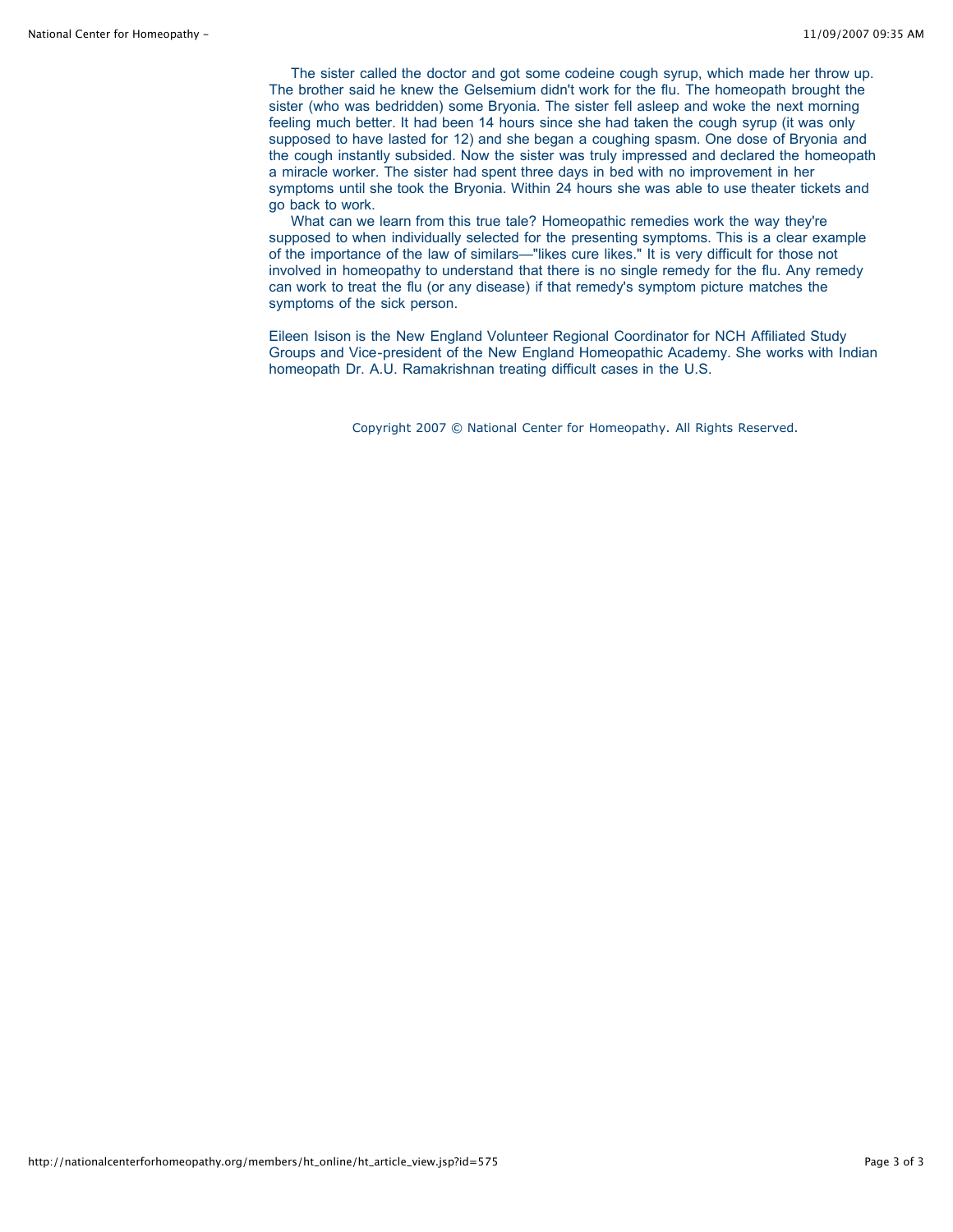The sister called the doctor and got some codeine cough syrup, which made her throw up. The brother said he knew the Gelsemium didn't work for the flu. The homeopath brought the sister (who was bedridden) some Bryonia. The sister fell asleep and woke the next morning feeling much better. It had been 14 hours since she had taken the cough syrup (it was only supposed to have lasted for 12) and she began a coughing spasm. One dose of Bryonia and the cough instantly subsided. Now the sister was truly impressed and declared the homeopath a miracle worker. The sister had spent three days in bed with no improvement in her symptoms until she took the Bryonia. Within 24 hours she was able to use theater tickets and go back to work.

What can we learn from this true tale? Homeopathic remedies work the way they're supposed to when individually selected for the presenting symptoms. This is a clear example of the importance of the law of similars—"likes cure likes." It is very difficult for those not involved in homeopathy to understand that there is no single remedy for the flu. Any remedy can work to treat the flu (or any disease) if that remedy's symptom picture matches the symptoms of the sick person.

Eileen Isison is the New England Volunteer Regional Coordinator for NCH Affiliated Study Groups and Vice-president of the New England Homeopathic Academy. She works with Indian homeopath Dr. A.U. Ramakrishnan treating difficult cases in the U.S.

Copyright 2007 © National Center for Homeopathy. All Rights Reserved.